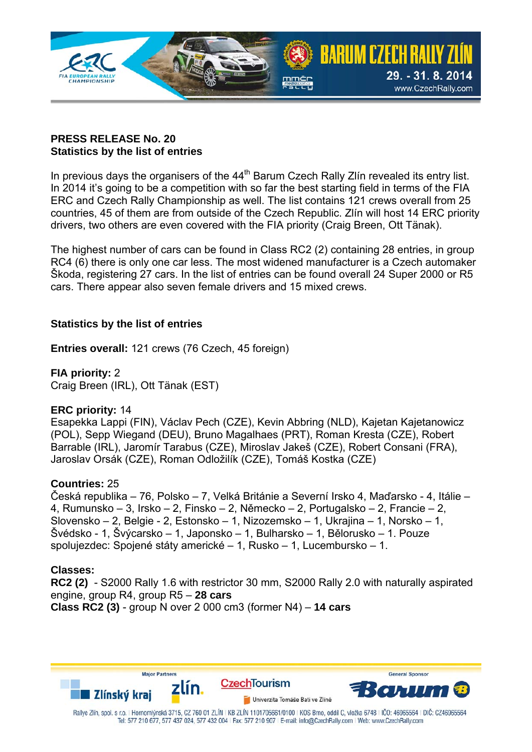**PRESS RELEASE No. 20**
**Statistics by the list of entries**

In previous days the organisers of the 44th Barum Czech Rally Zlín revealed its entry list. In 2014 it's going to be a competition with so far the best starting field in terms of the FIA ERC and Czech Rally Championship as well. The list contains 121 crews overall from 25 countries, 45 of them are from outside of the Czech Republic. Zlín will host 14 ERC priority drivers, two others are even covered with the FIA priority (Craig Breen, Ott Tänak).

The highest number of cars can be found in Class RC2 (2) containing 28 entries, in group RC4 (6) there is only one car less. The most widened manufacturer is a Czech automaker Škoda, registering 27 cars. In the list of entries can be found overall 24 Super 2000 or R5 cars. There appear also seven female drivers and 15 mixed crews.

**Statistics by the list of entries**

**Entries overall:** 121 crews (76 Czech, 45 foreign)

**FIA priority:** 2
Craig Breen (IRL), Ott Tänak (EST)

**ERC priority:** 14
Esapekka Lappi (FIN), Václav Pech (CZE), Kevin Abbring (NLD), Kajetan Kajetanowicz (POL), Sepp Wiegand (DEU), Bruno Magalhaes (PRT), Roman Kresta (CZE), Robert Barrable (IRL), Jaromír Tarabus (CZE), Miroslav Jakeš (CZE), Robert Consani (FRA), Jaroslav Orsák (CZE), Roman Odložilík (CZE), Tomáš Kostka (CZE)

**Countries:** 25
Česká republika – 76, Polsko – 7, Velká Británie a Severní Irsko 4, Maďarsko - 4, Itálie – 4, Rumunsko – 3, Irsko – 2, Finsko – 2, Německo – 2, Portugalsko – 2, Francie – 2, Slovensko – 2, Belgie - 2, Estonsko – 1, Nizozemsko – 1, Ukrajina – 1, Norsko – 1, Švédsko - 1, Švýcarsko – 1, Japonsko – 1, Bulharsko – 1, Bělorusko – 1. Pouze spolujezdec: Spojené státy americké – 1, Rusko – 1, Lucembursko – 1.

**Classes:**
**RC2 (2)** - S2000 Rally 1.6 with restrictor 30 mm, S2000 Rally 2.0 with naturally aspirated engine, group R4, group R5 – **28 cars**
**Class RC2 (3)** - group N over 2 000 cm3 (former N4) – **14 cars**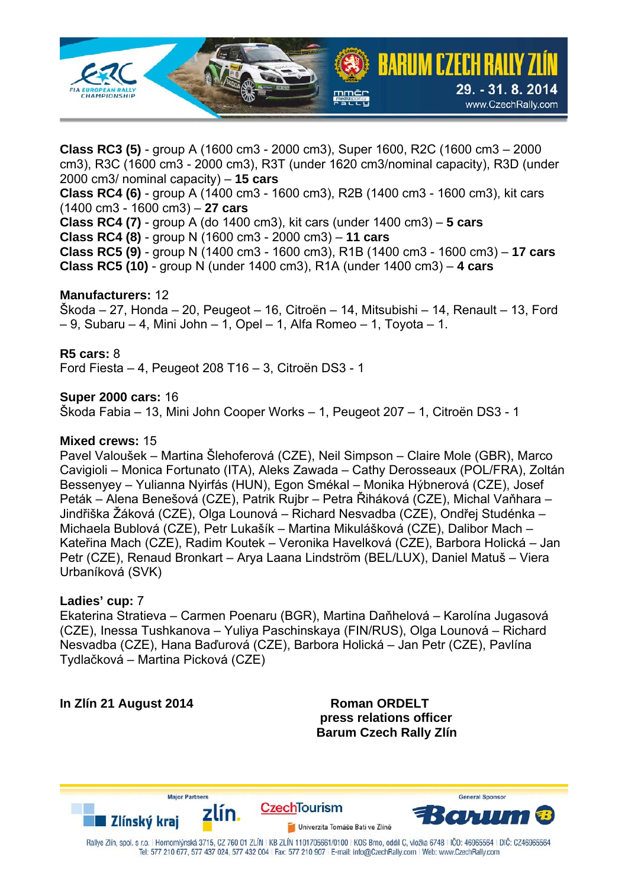**Class RC3 (5)** - group A (1600 cm3 - 2000 cm3), Super 1600, R2C (1600 cm3 – 2000 cm3), R3C (1600 cm3 - 2000 cm3), R3T (under 1620 cm3/nominal capacity), R3D (under 2000 cm3/ nominal capacity) – **15 cars**
**Class RC4 (6)** - group A (1400 cm3 - 1600 cm3), R2B (1400 cm3 - 1600 cm3), kit cars (1400 cm3 - 1600 cm3) – **27 cars**
**Class RC4 (7)** - group A (do 1400 cm3), kit cars (under 1400 cm3) – **5 cars**
**Class RC4 (8)** - group N (1600 cm3 - 2000 cm3) – **11 cars**
**Class RC5 (9)** - group N (1400 cm3 - 1600 cm3), R1B (1400 cm3 - 1600 cm3) – **17 cars**
**Class RC5 (10)** - group N (under 1400 cm3), R1A (under 1400 cm3) – **4 cars**

**Manufacturers:** 12
Škoda – 27, Honda – 20, Peugeot – 16, Citroën – 14, Mitsubishi – 14, Renault – 13, Ford – 9, Subaru – 4, Mini John – 1, Opel – 1, Alfa Romeo – 1, Toyota – 1.

**R5 cars:** 8
Ford Fiesta – 4, Peugeot 208 T16 – 3, Citroën DS3 - 1

**Super 2000 cars:** 16
Škoda Fabia – 13, Mini John Cooper Works – 1, Peugeot 207 – 1, Citroën DS3 - 1

**Mixed crews:** 15
Pavel Valoušek – Martina Šlehoferová (CZE), Neil Simpson – Claire Mole (GBR), Marco Cavigioli – Monica Fortunato (ITA), Aleks Zawada – Cathy Derosseaux (POL/FRA), Zoltán Bessenyey – Yulianna Nyirfás (HUN), Egon Smékal – Monika Hýbnerová (CZE), Josef Peták – Alena Benešová (CZE), Patrik Rujbr – Petra Řiháková (CZE), Michal Vaňhara – Jindřiška Žáková (CZE), Olga Lounová – Richard Nesvadba (CZE), Ondřej Studénka – Michaela Bublová (CZE), Petr Lukašík – Martina Mikulášková (CZE), Dalibor Mach – Kateřina Mach (CZE), Radim Koutek – Veronika Havelková (CZE), Barbora Holická – Jan Petr (CZE), Renaud Bronkart – Arya Laana Lindström (BEL/LUX), Daniel Matuš – Viera Urbaníková (SVK)

**Ladies' cup:** 7
Ekaterina Stratieva – Carmen Poenaru (BGR), Martina Daňhelová – Karolína Jugasová (CZE), Inessa Tushkanova – Yuliya Paschinskaya (FIN/RUS), Olga Lounová – Richard Nesvadba (CZE), Hana Baďurová (CZE), Barbora Holická – Jan Petr (CZE), Pavlína Tydlačková – Martina Picková (CZE)

**In Zlín 21 August 2014**

**Roman ORDELT**
**press relations officer**
**Barum Czech Rally Zlín**